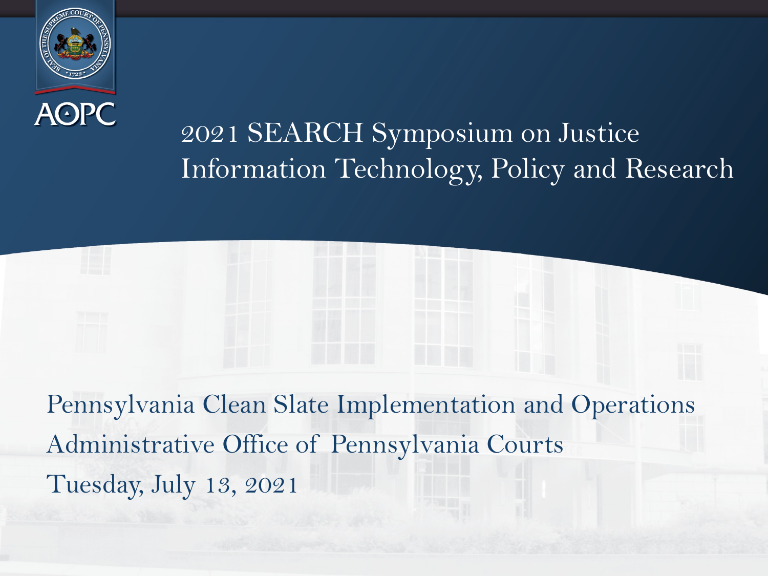AOPC

# 2021 SEARCH Symposium on Justice Information Technology, Policy and Research

Pennsylvania Clean Slate Implementation and Operations

Administrative Office of Pennsylvania Courts

Tuesday, July 13, 2021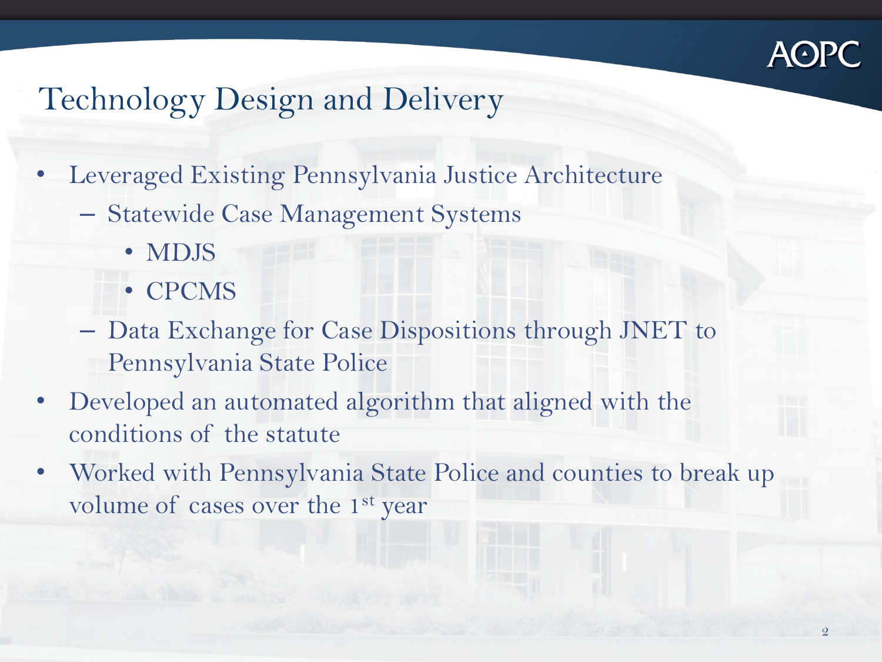# Technology Design and Delivery

- Leveraged Existing Pennsylvania Justice Architecture
  - Statewide Case Management Systems
    - MDJS
    - CPCMS
  - Data Exchange for Case Dispositions through JNET to Pennsylvania State Police
- Developed an automated algorithm that aligned with the conditions of the statute
- Worked with Pennsylvania State Police and counties to break up volume of cases over the 1st year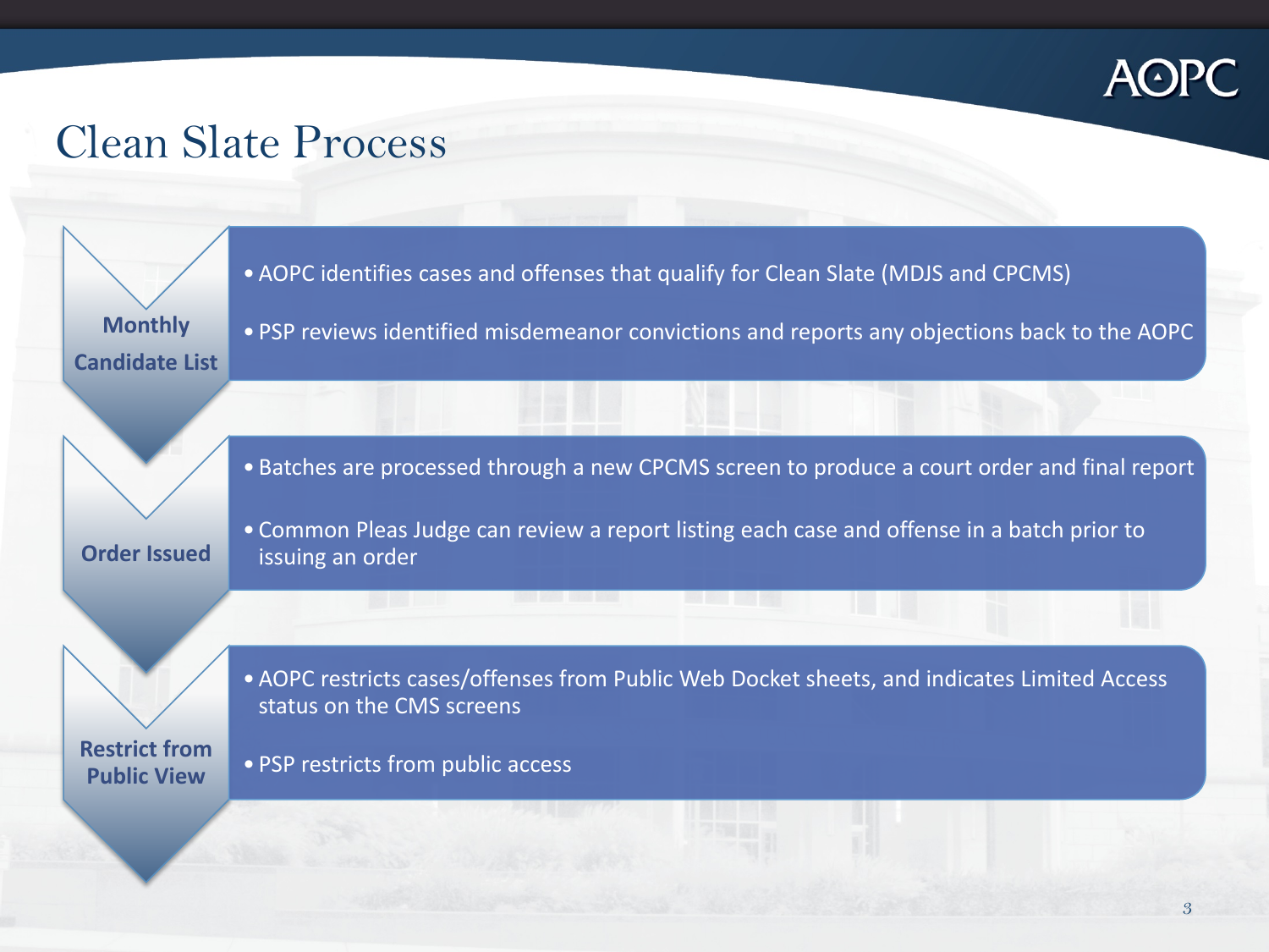# Clean Slate Process

## Monthly Candidate List

- AOPC identifies cases and offenses that qualify for Clean Slate (MDJS and CPCMS)
- PSP reviews identified misdemeanor convictions and reports any objections back to the AOPC

## Order Issued

- Batches are processed through a new CPCMS screen to produce a court order and final report
- Common Pleas Judge can review a report listing each case and offense in a batch prior to issuing an order

## Restrict from Public View

- AOPC restricts cases/offenses from Public Web Docket sheets, and indicates Limited Access status on the CMS screens
- PSP restricts from public access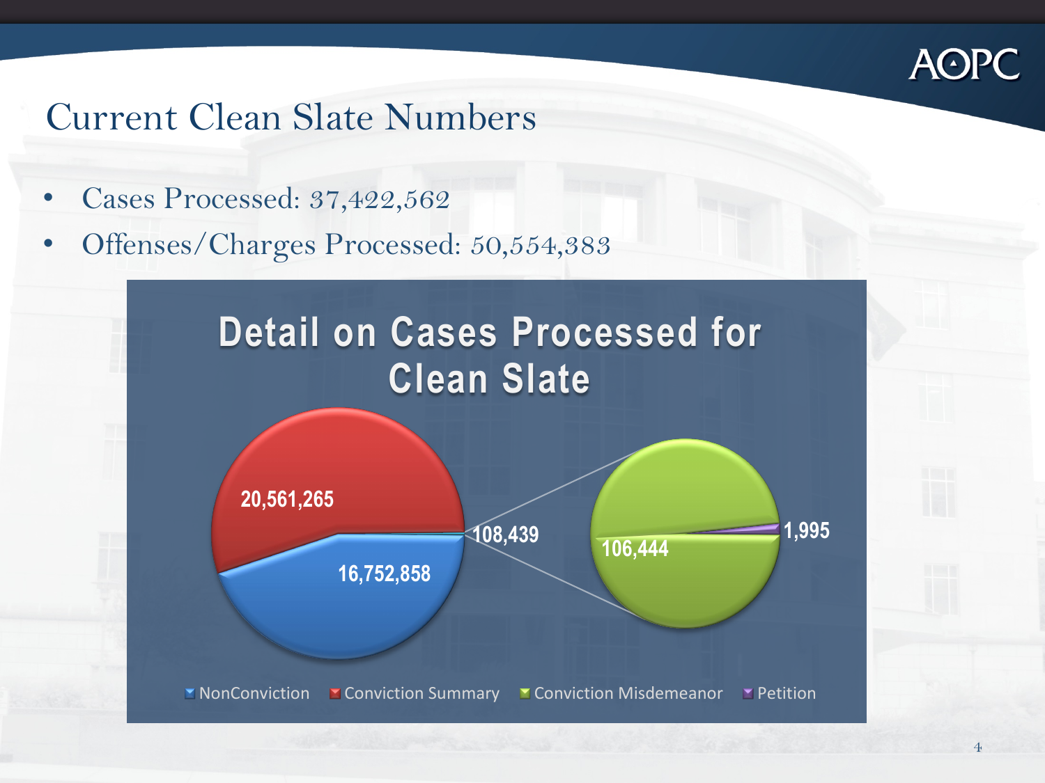# Current Clean Slate Numbers

- Cases Processed: 37,422,562
- Offenses/Charges Processed: 50,554,383

## Detail on Cases Processed for Clean Slate

| Category | Cases |
|---|---|
| NonConviction | 16,752,858 |
| Conviction Summary | 20,561,265 |
| Conviction Misdemeanor | 106,444 |
| Petition | 1,995 |

Conviction Misdemeanor + Petition: 108,439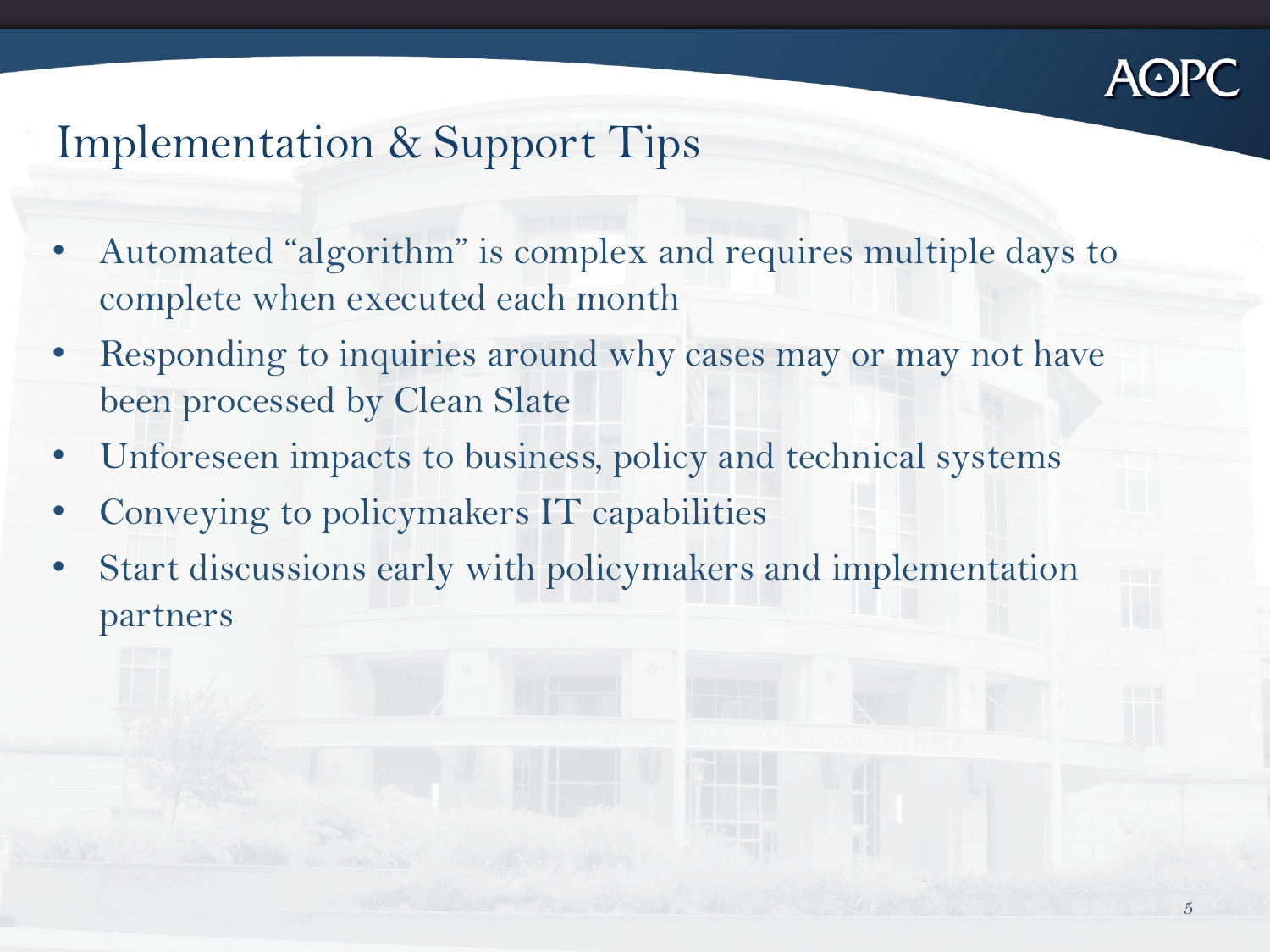# Implementation & Support Tips

- Automated "algorithm" is complex and requires multiple days to complete when executed each month
- Responding to inquiries around why cases may or may not have been processed by Clean Slate
- Unforeseen impacts to business, policy and technical systems
- Conveying to policymakers IT capabilities
- Start discussions early with policymakers and implementation partners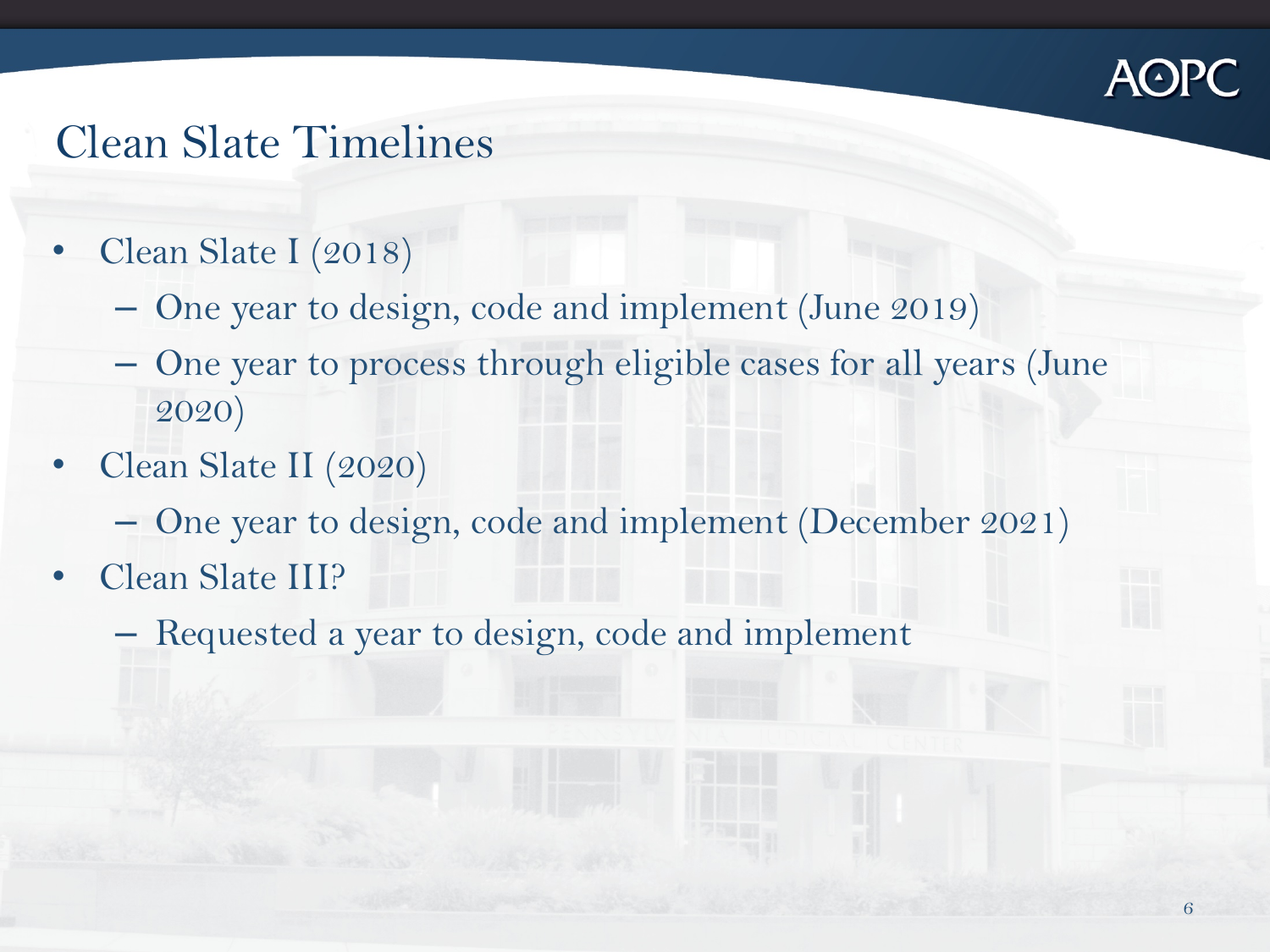# Clean Slate Timelines

- Clean Slate I (2018)
  - One year to design, code and implement (June 2019)
  - One year to process through eligible cases for all years (June 2020)
- Clean Slate II (2020)
  - One year to design, code and implement (December 2021)
- Clean Slate III?
  - Requested a year to design, code and implement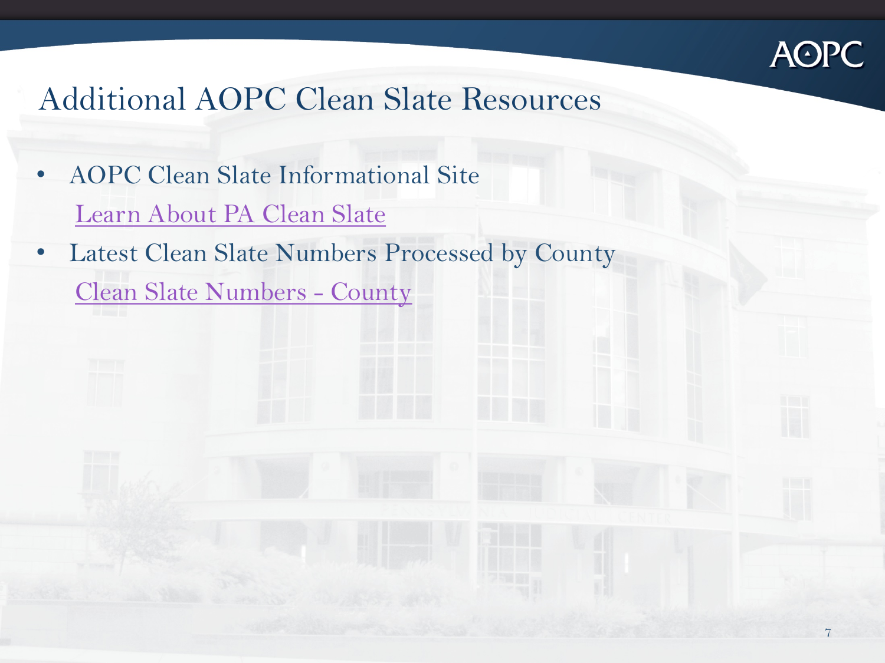# Additional AOPC Clean Slate Resources

- AOPC Clean Slate Informational Site
  Learn About PA Clean Slate
- Latest Clean Slate Numbers Processed by County
  Clean Slate Numbers - County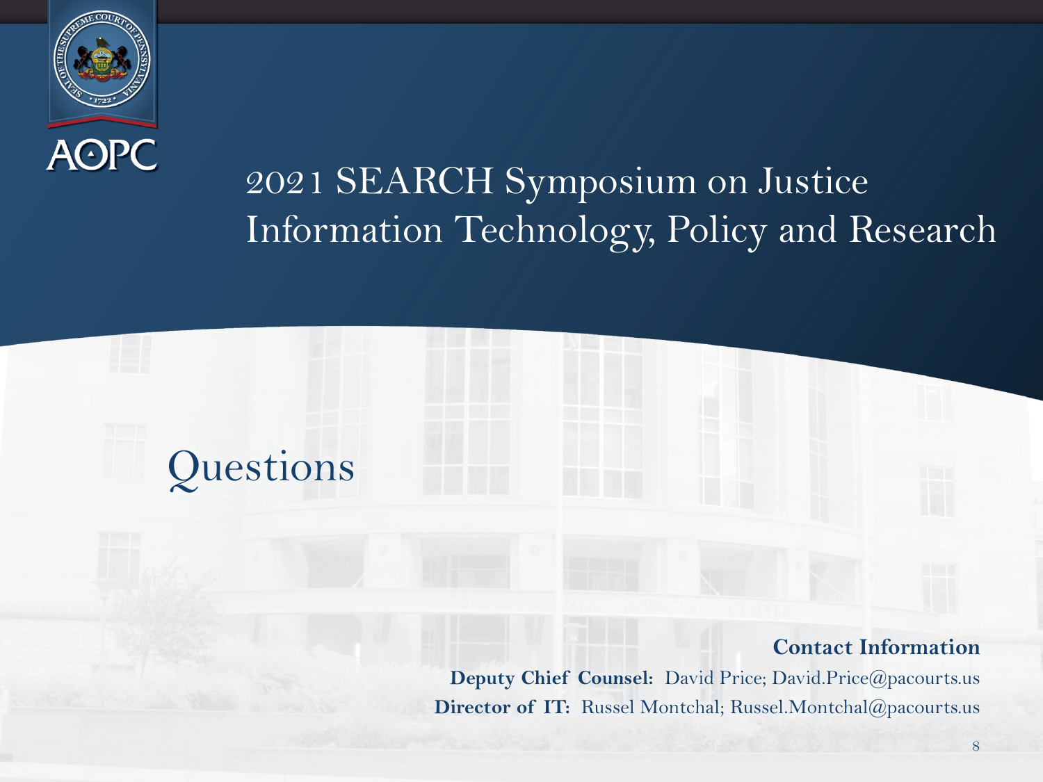AOPC

# 2021 SEARCH Symposium on Justice Information Technology, Policy and Research

## Questions

**Contact Information**

**Deputy Chief Counsel:** David Price; David.Price@pacourts.us

**Director of IT:** Russel Montchal; Russel.Montchal@pacourts.us